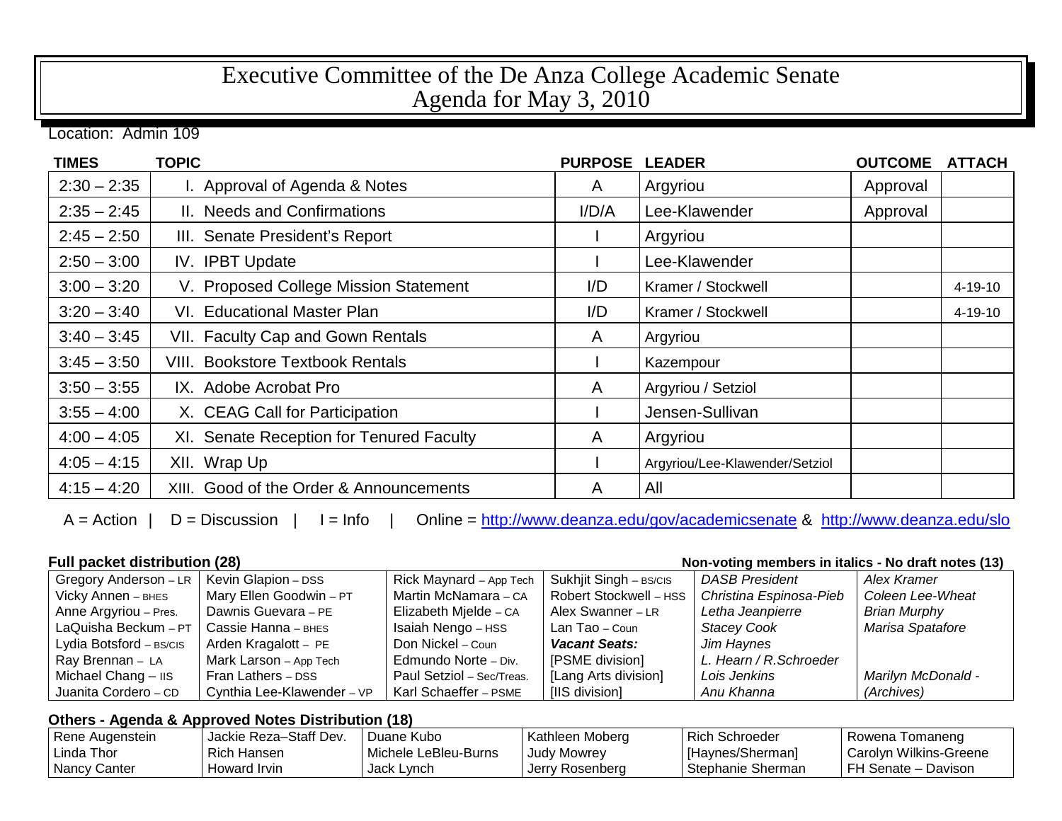# Executive Committee of the De Anza College Academic Senate
# Agenda for May 3, 2010

Location: Admin 109

| TIMES | TOPIC | PURPOSE | LEADER | OUTCOME | ATTACH |
|---|---|---|---|---|---|
| 2:30 – 2:35 | I. Approval of Agenda & Notes | A | Argyriou | Approval | |
| 2:35 – 2:45 | II. Needs and Confirmations | I/D/A | Lee-Klawender | Approval | |
| 2:45 – 2:50 | III. Senate President's Report | I | Argyriou | | |
| 2:50 – 3:00 | IV. IPBT Update | I | Lee-Klawender | | |
| 3:00 – 3:20 | V. Proposed College Mission Statement | I/D | Kramer / Stockwell | | 4-19-10 |
| 3:20 – 3:40 | VI. Educational Master Plan | I/D | Kramer / Stockwell | | 4-19-10 |
| 3:40 – 3:45 | VII. Faculty Cap and Gown Rentals | A | Argyriou | | |
| 3:45 – 3:50 | VIII. Bookstore Textbook Rentals | I | Kazempour | | |
| 3:50 – 3:55 | IX. Adobe Acrobat Pro | A | Argyriou / Setziol | | |
| 3:55 – 4:00 | X. CEAG Call for Participation | I | Jensen-Sullivan | | |
| 4:00 – 4:05 | XI. Senate Reception for Tenured Faculty | A | Argyriou | | |
| 4:05 – 4:15 | XII. Wrap Up | I | Argyriou/Lee-Klawender/Setziol | | |
| 4:15 – 4:20 | XIII. Good of the Order & Announcements | A | All | | |

A = Action | D = Discussion | I = Info | Online = http://www.deanza.edu/gov/academicsenate & http://www.deanza.edu/slo

**Full packet distribution (28)** — **Non-voting members in italics - No draft notes (13)**

| | | | | | |
|---|---|---|---|---|---|
| Gregory Anderson – LR | Kevin Glapion – DSS | Rick Maynard – App Tech | Sukhjit Singh – BS/CIS | *DASB President* | *Alex Kramer* |
| Vicky Annen – BHES | Mary Ellen Goodwin – PT | Martin McNamara – CA | Robert Stockwell – HSS | *Christina Espinosa-Pieb* | *Coleen Lee-Wheat* |
| Anne Argyriou – Pres. | Dawnis Guevara – PE | Elizabeth Mjelde – CA | Alex Swanner – LR | *Letha Jeanpierre* | *Brian Murphy* |
| LaQuisha Beckum – PT | Cassie Hanna – BHES | Isaiah Nengo – HSS | Lan Tao – Coun | *Stacey Cook* | *Marisa Spatafore* |
| Lydia Botsford – BS/CIS | Arden Kragalott – PE | Don Nickel – Coun | ***Vacant Seats:*** | *Jim Haynes* | |
| Ray Brennan – LA | Mark Larson – App Tech | Edmundo Norte – Div. | [PSME division] | *L. Hearn / R.Schroeder* | |
| Michael Chang – IIS | Fran Lathers – DSS | Paul Setziol – Sec/Treas. | [Lang Arts division] | *Lois Jenkins* | *Marilyn McDonald -* |
| Juanita Cordero – CD | Cynthia Lee-Klawender – VP | Karl Schaeffer – PSME | [IIS division] | *Anu Khanna* | *(Archives)* |

**Others - Agenda & Approved Notes Distribution (18)**

| | | | | | |
|---|---|---|---|---|---|
| Rene Augenstein | Jackie Reza–Staff Dev. | Duane Kubo | Kathleen Moberg | Rich Schroeder | Rowena Tomaneng |
| Linda Thor | Rich Hansen | Michele LeBleu-Burns | Judy Mowrey | [Haynes/Sherman] | Carolyn Wilkins-Greene |
| Nancy Canter | Howard Irvin | Jack Lynch | Jerry Rosenberg | Stephanie Sherman | FH Senate – Davison |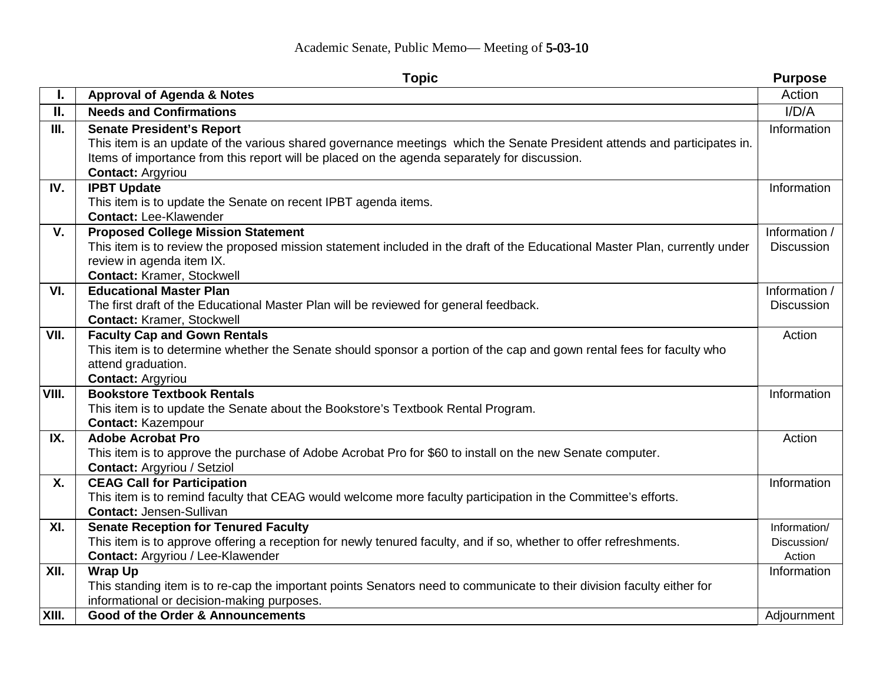Academic Senate, Public Memo— Meeting of 5-03-10

| | Topic | Purpose |
|---|---|---|
| I. | **Approval of Agenda & Notes** | Action |
| II. | **Needs and Confirmations** | I/D/A |
| III. | **Senate President's Report**<br>This item is an update of the various shared governance meetings which the Senate President attends and participates in. Items of importance from this report will be placed on the agenda separately for discussion.<br>**Contact:** Argyriou | Information |
| IV. | **IPBT Update**<br>This item is to update the Senate on recent IPBT agenda items.<br>**Contact:** Lee-Klawender | Information |
| V. | **Proposed College Mission Statement**<br>This item is to review the proposed mission statement included in the draft of the Educational Master Plan, currently under review in agenda item IX.<br>**Contact:** Kramer, Stockwell | Information / Discussion |
| VI. | **Educational Master Plan**<br>The first draft of the Educational Master Plan will be reviewed for general feedback.<br>**Contact:** Kramer, Stockwell | Information / Discussion |
| VII. | **Faculty Cap and Gown Rentals**<br>This item is to determine whether the Senate should sponsor a portion of the cap and gown rental fees for faculty who attend graduation.<br>**Contact:** Argyriou | Action |
| VIII. | **Bookstore Textbook Rentals**<br>This item is to update the Senate about the Bookstore's Textbook Rental Program.<br>**Contact:** Kazempour | Information |
| IX. | **Adobe Acrobat Pro**<br>This item is to approve the purchase of Adobe Acrobat Pro for $60 to install on the new Senate computer.<br>**Contact:** Argyriou / Setziol | Action |
| X. | **CEAG Call for Participation**<br>This item is to remind faculty that CEAG would welcome more faculty participation in the Committee's efforts.<br>**Contact:** Jensen-Sullivan | Information |
| XI. | **Senate Reception for Tenured Faculty**<br>This item is to approve offering a reception for newly tenured faculty, and if so, whether to offer refreshments.<br>**Contact:** Argyriou / Lee-Klawender | Information/ Discussion/ Action |
| XII. | **Wrap Up**<br>This standing item is to re-cap the important points Senators need to communicate to their division faculty either for informational or decision-making purposes. | Information |
| XIII. | **Good of the Order & Announcements** | Adjournment |